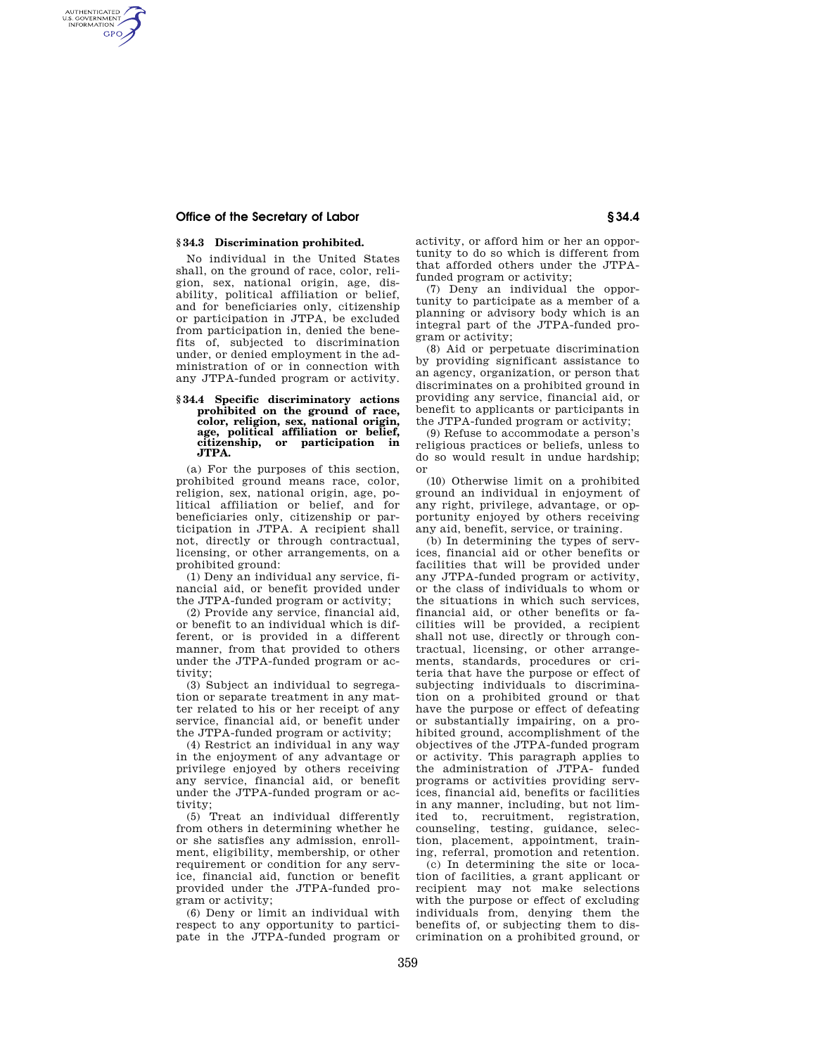## § 34.3 Discrimination prohibited.

No individual in the United States shall, on the ground of race, color, religion, sex, national origin, age, disability, political affiliation or belief, and for beneficiaries only, citizenship or participation in JTPA, be excluded from participation in, denied the benefits of, subjected to discrimination under, or denied employment in the administration of or in connection with any JTPA-funded program or activity.

## § 34.4 Specific discriminatory actions prohibited on the ground of race, color, religion, sex, national origin, age, political affiliation or belief, citizenship, or participation in JTPA.

(a) For the purposes of this section, prohibited ground means race, color, religion, sex, national origin, age, political affiliation or belief, and for beneficiaries only, citizenship or participation in JTPA. A recipient shall not, directly or through contractual, licensing, or other arrangements, on a prohibited ground:

(1) Deny an individual any service, financial aid, or benefit provided under the JTPA-funded program or activity;

(2) Provide any service, financial aid, or benefit to an individual which is different, or is provided in a different manner, from that provided to others under the JTPA-funded program or activity;

(3) Subject an individual to segregation or separate treatment in any matter related to his or her receipt of any service, financial aid, or benefit under the JTPA-funded program or activity;

(4) Restrict an individual in any way in the enjoyment of any advantage or privilege enjoyed by others receiving any service, financial aid, or benefit under the JTPA-funded program or activity;

(5) Treat an individual differently from others in determining whether he or she satisfies any admission, enrollment, eligibility, membership, or other requirement or condition for any service, financial aid, function or benefit provided under the JTPA-funded program or activity;

(6) Deny or limit an individual with respect to any opportunity to participate in the JTPA-funded program or activity, or afford him or her an opportunity to do so which is different from that afforded others under the JTPA-funded program or activity;

(7) Deny an individual the opportunity to participate as a member of a planning or advisory body which is an integral part of the JTPA-funded program or activity;

(8) Aid or perpetuate discrimination by providing significant assistance to an agency, organization, or person that discriminates on a prohibited ground in providing any service, financial aid, or benefit to applicants or participants in the JTPA-funded program or activity;

(9) Refuse to accommodate a person's religious practices or beliefs, unless to do so would result in undue hardship; or

(10) Otherwise limit on a prohibited ground an individual in enjoyment of any right, privilege, advantage, or opportunity enjoyed by others receiving any aid, benefit, service, or training.

(b) In determining the types of services, financial aid or other benefits or facilities that will be provided under any JTPA-funded program or activity, or the class of individuals to whom or the situations in which such services, financial aid, or other benefits or facilities will be provided, a recipient shall not use, directly or through contractual, licensing, or other arrangements, standards, procedures or criteria that have the purpose or effect of subjecting individuals to discrimination on a prohibited ground or that have the purpose or effect of defeating or substantially impairing, on a prohibited ground, accomplishment of the objectives of the JTPA-funded program or activity. This paragraph applies to the administration of JTPA- funded programs or activities providing services, financial aid, benefits or facilities in any manner, including, but not limited to, recruitment, registration, counseling, testing, guidance, selection, placement, appointment, training, referral, promotion and retention.

(c) In determining the site or location of facilities, a grant applicant or recipient may not make selections with the purpose or effect of excluding individuals from, denying them the benefits of, or subjecting them to discrimination on a prohibited ground, or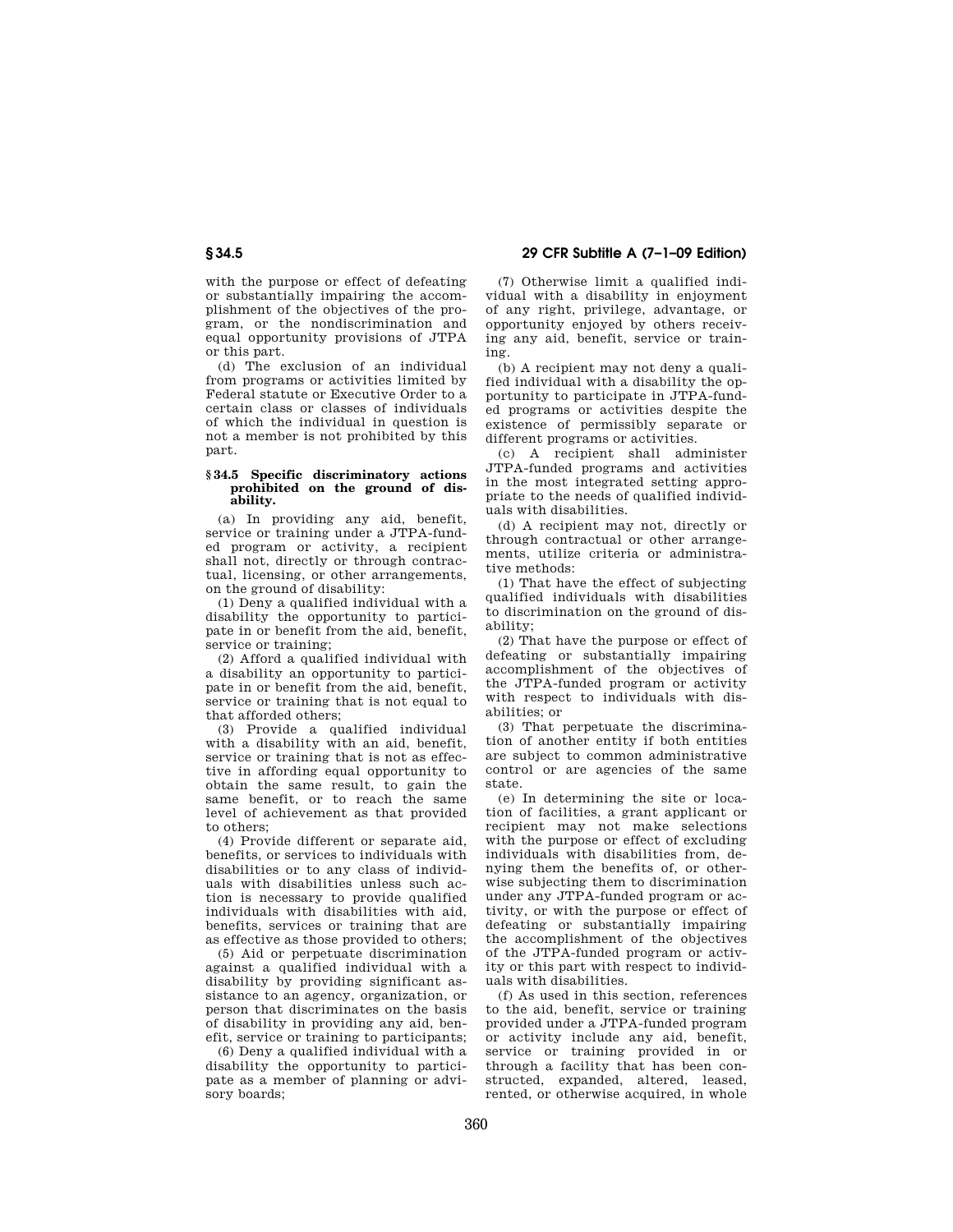with the purpose or effect of defeating or substantially impairing the accomplishment of the objectives of the program, or the nondiscrimination and equal opportunity provisions of JTPA or this part.

(d) The exclusion of an individual from programs or activities limited by Federal statute or Executive Order to a certain class or classes of individuals of which the individual in question is not a member is not prohibited by this part.

### § 34.5 Specific discriminatory actions prohibited on the ground of disability.

(a) In providing any aid, benefit, service or training under a JTPA-funded program or activity, a recipient shall not, directly or through contractual, licensing, or other arrangements, on the ground of disability:

(1) Deny a qualified individual with a disability the opportunity to participate in or benefit from the aid, benefit, service or training;

(2) Afford a qualified individual with a disability an opportunity to participate in or benefit from the aid, benefit, service or training that is not equal to that afforded others;

(3) Provide a qualified individual with a disability with an aid, benefit, service or training that is not as effective in affording equal opportunity to obtain the same result, to gain the same benefit, or to reach the same level of achievement as that provided to others;

(4) Provide different or separate aid, benefits, or services to individuals with disabilities or to any class of individuals with disabilities unless such action is necessary to provide qualified individuals with disabilities with aid, benefits, services or training that are as effective as those provided to others;

(5) Aid or perpetuate discrimination against a qualified individual with a disability by providing significant assistance to an agency, organization, or person that discriminates on the basis of disability in providing any aid, benefit, service or training to participants;

(6) Deny a qualified individual with a disability the opportunity to participate as a member of planning or advisory boards;

(7) Otherwise limit a qualified individual with a disability in enjoyment of any right, privilege, advantage, or opportunity enjoyed by others receiving any aid, benefit, service or training.

(b) A recipient may not deny a qualified individual with a disability the opportunity to participate in JTPA-funded programs or activities despite the existence of permissibly separate or different programs or activities.

(c) A recipient shall administer JTPA-funded programs and activities in the most integrated setting appropriate to the needs of qualified individuals with disabilities.

(d) A recipient may not, directly or through contractual or other arrangements, utilize criteria or administrative methods:

(1) That have the effect of subjecting qualified individuals with disabilities to discrimination on the ground of disability;

(2) That have the purpose or effect of defeating or substantially impairing accomplishment of the objectives of the JTPA-funded program or activity with respect to individuals with disabilities; or

(3) That perpetuate the discrimination of another entity if both entities are subject to common administrative control or are agencies of the same state.

(e) In determining the site or location of facilities, a grant applicant or recipient may not make selections with the purpose or effect of excluding individuals with disabilities from, denying them the benefits of, or otherwise subjecting them to discrimination under any JTPA-funded program or activity, or with the purpose or effect of defeating or substantially impairing the accomplishment of the objectives of the JTPA-funded program or activity or this part with respect to individuals with disabilities.

(f) As used in this section, references to the aid, benefit, service or training provided under a JTPA-funded program or activity include any aid, benefit, service or training provided in or through a facility that has been constructed, expanded, altered, leased, rented, or otherwise acquired, in whole